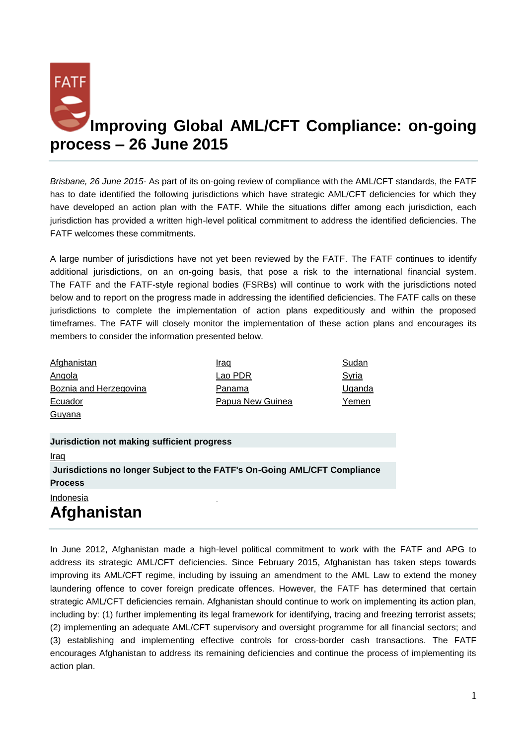# Improving Global AML/CFT Compliance: on-going process – 26 June 2015

*Brisbane, 26 June 2015*- As part of its on-going review of compliance with the AML/CFT standards, the FATF has to date identified the following jurisdictions which have strategic AML/CFT deficiencies for which they have developed an action plan with the FATF. While the situations differ among each jurisdiction, each jurisdiction has provided a written high-level political commitment to address the identified deficiencies. The FATF welcomes these commitments.

A large number of jurisdictions have not yet been reviewed by the FATF. The FATF continues to identify additional jurisdictions, on an on-going basis, that pose a risk to the international financial system. The FATF and the FATF-style regional bodies (FSRBs) will continue to work with the jurisdictions noted below and to report on the progress made in addressing the identified deficiencies. The FATF calls on these jurisdictions to complete the implementation of action plans expeditiously and within the proposed timeframes. The FATF will closely monitor the implementation of these action plans and encourages its members to consider the information presented below.

- Afghanistan
- Angola
- Boznia and Herzegovina
- Ecuador
- Guyana
- Iraq
- Lao PDR
- Panama
- Papua New Guinea
- Sudan
- Syria
- Uganda
- Yemen

**Jurisdiction not making sufficient progress**

Iraq

**Jurisdictions no longer Subject to the FATF's On-Going AML/CFT Compliance Process**

Indonesia

## Afghanistan

In June 2012, Afghanistan made a high-level political commitment to work with the FATF and APG to address its strategic AML/CFT deficiencies. Since February 2015, Afghanistan has taken steps towards improving its AML/CFT regime, including by issuing an amendment to the AML Law to extend the money laundering offence to cover foreign predicate offences. However, the FATF has determined that certain strategic AML/CFT deficiencies remain. Afghanistan should continue to work on implementing its action plan, including by: (1) further implementing its legal framework for identifying, tracing and freezing terrorist assets; (2) implementing an adequate AML/CFT supervisory and oversight programme for all financial sectors; and (3) establishing and implementing effective controls for cross-border cash transactions. The FATF encourages Afghanistan to address its remaining deficiencies and continue the process of implementing its action plan.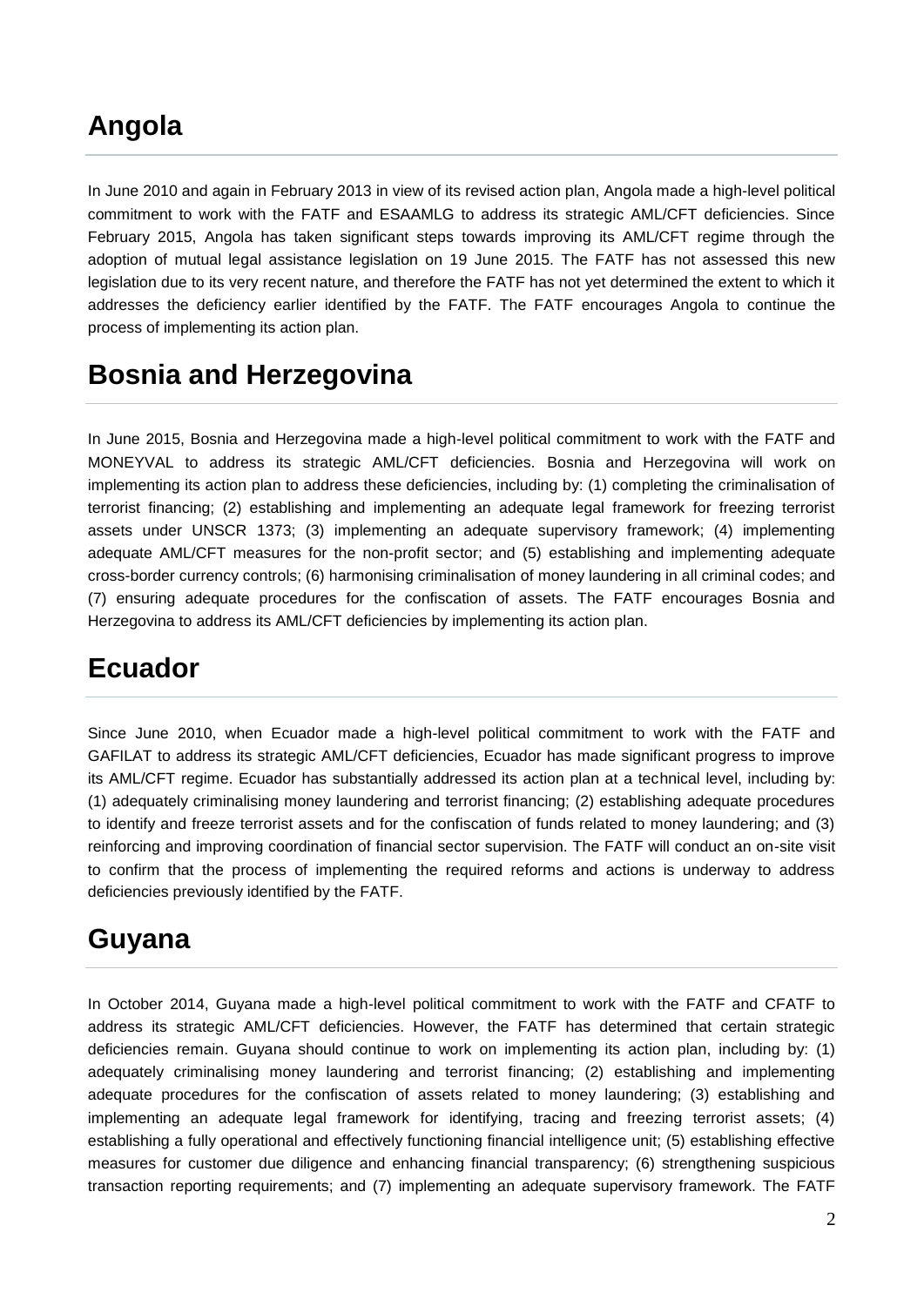## Angola

In June 2010 and again in February 2013 in view of its revised action plan, Angola made a high-level political commitment to work with the FATF and ESAAMLG to address its strategic AML/CFT deficiencies. Since February 2015, Angola has taken significant steps towards improving its AML/CFT regime through the adoption of mutual legal assistance legislation on 19 June 2015. The FATF has not assessed this new legislation due to its very recent nature, and therefore the FATF has not yet determined the extent to which it addresses the deficiency earlier identified by the FATF. The FATF encourages Angola to continue the process of implementing its action plan.

## Bosnia and Herzegovina

In June 2015, Bosnia and Herzegovina made a high-level political commitment to work with the FATF and MONEYVAL to address its strategic AML/CFT deficiencies. Bosnia and Herzegovina will work on implementing its action plan to address these deficiencies, including by: (1) completing the criminalisation of terrorist financing; (2) establishing and implementing an adequate legal framework for freezing terrorist assets under UNSCR 1373; (3) implementing an adequate supervisory framework; (4) implementing adequate AML/CFT measures for the non-profit sector; and (5) establishing and implementing adequate cross-border currency controls; (6) harmonising criminalisation of money laundering in all criminal codes; and (7) ensuring adequate procedures for the confiscation of assets. The FATF encourages Bosnia and Herzegovina to address its AML/CFT deficiencies by implementing its action plan.

## Ecuador

Since June 2010, when Ecuador made a high-level political commitment to work with the FATF and GAFILAT to address its strategic AML/CFT deficiencies, Ecuador has made significant progress to improve its AML/CFT regime. Ecuador has substantially addressed its action plan at a technical level, including by: (1) adequately criminalising money laundering and terrorist financing; (2) establishing adequate procedures to identify and freeze terrorist assets and for the confiscation of funds related to money laundering; and (3) reinforcing and improving coordination of financial sector supervision. The FATF will conduct an on-site visit to confirm that the process of implementing the required reforms and actions is underway to address deficiencies previously identified by the FATF.

## Guyana

In October 2014, Guyana made a high-level political commitment to work with the FATF and CFATF to address its strategic AML/CFT deficiencies. However, the FATF has determined that certain strategic deficiencies remain. Guyana should continue to work on implementing its action plan, including by: (1) adequately criminalising money laundering and terrorist financing; (2) establishing and implementing adequate procedures for the confiscation of assets related to money laundering; (3) establishing and implementing an adequate legal framework for identifying, tracing and freezing terrorist assets; (4) establishing a fully operational and effectively functioning financial intelligence unit; (5) establishing effective measures for customer due diligence and enhancing financial transparency; (6) strengthening suspicious transaction reporting requirements; and (7) implementing an adequate supervisory framework. The FATF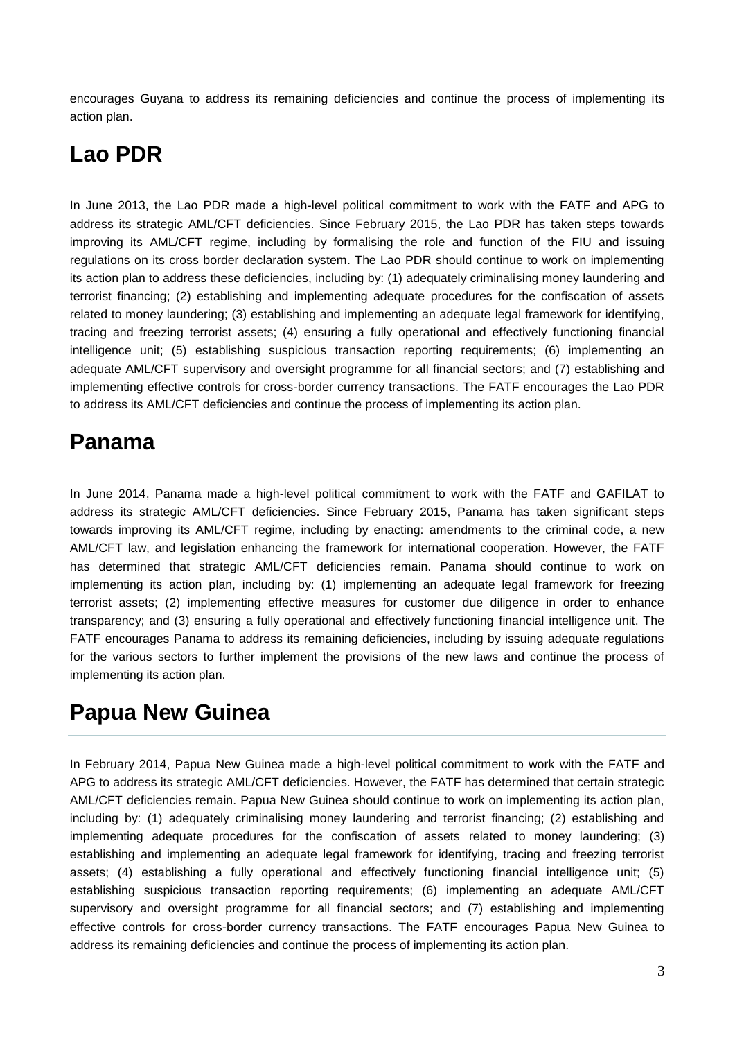encourages Guyana to address its remaining deficiencies and continue the process of implementing its action plan.

## Lao PDR

In June 2013, the Lao PDR made a high-level political commitment to work with the FATF and APG to address its strategic AML/CFT deficiencies. Since February 2015, the Lao PDR has taken steps towards improving its AML/CFT regime, including by formalising the role and function of the FIU and issuing regulations on its cross border declaration system. The Lao PDR should continue to work on implementing its action plan to address these deficiencies, including by: (1) adequately criminalising money laundering and terrorist financing; (2) establishing and implementing adequate procedures for the confiscation of assets related to money laundering; (3) establishing and implementing an adequate legal framework for identifying, tracing and freezing terrorist assets; (4) ensuring a fully operational and effectively functioning financial intelligence unit; (5) establishing suspicious transaction reporting requirements; (6) implementing an adequate AML/CFT supervisory and oversight programme for all financial sectors; and (7) establishing and implementing effective controls for cross-border currency transactions. The FATF encourages the Lao PDR to address its AML/CFT deficiencies and continue the process of implementing its action plan.

## Panama

In June 2014, Panama made a high-level political commitment to work with the FATF and GAFILAT to address its strategic AML/CFT deficiencies. Since February 2015, Panama has taken significant steps towards improving its AML/CFT regime, including by enacting: amendments to the criminal code, a new AML/CFT law, and legislation enhancing the framework for international cooperation. However, the FATF has determined that strategic AML/CFT deficiencies remain. Panama should continue to work on implementing its action plan, including by: (1) implementing an adequate legal framework for freezing terrorist assets; (2) implementing effective measures for customer due diligence in order to enhance transparency; and (3) ensuring a fully operational and effectively functioning financial intelligence unit. The FATF encourages Panama to address its remaining deficiencies, including by issuing adequate regulations for the various sectors to further implement the provisions of the new laws and continue the process of implementing its action plan.

## Papua New Guinea

In February 2014, Papua New Guinea made a high-level political commitment to work with the FATF and APG to address its strategic AML/CFT deficiencies. However, the FATF has determined that certain strategic AML/CFT deficiencies remain. Papua New Guinea should continue to work on implementing its action plan, including by: (1) adequately criminalising money laundering and terrorist financing; (2) establishing and implementing adequate procedures for the confiscation of assets related to money laundering; (3) establishing and implementing an adequate legal framework for identifying, tracing and freezing terrorist assets; (4) establishing a fully operational and effectively functioning financial intelligence unit; (5) establishing suspicious transaction reporting requirements; (6) implementing an adequate AML/CFT supervisory and oversight programme for all financial sectors; and (7) establishing and implementing effective controls for cross-border currency transactions. The FATF encourages Papua New Guinea to address its remaining deficiencies and continue the process of implementing its action plan.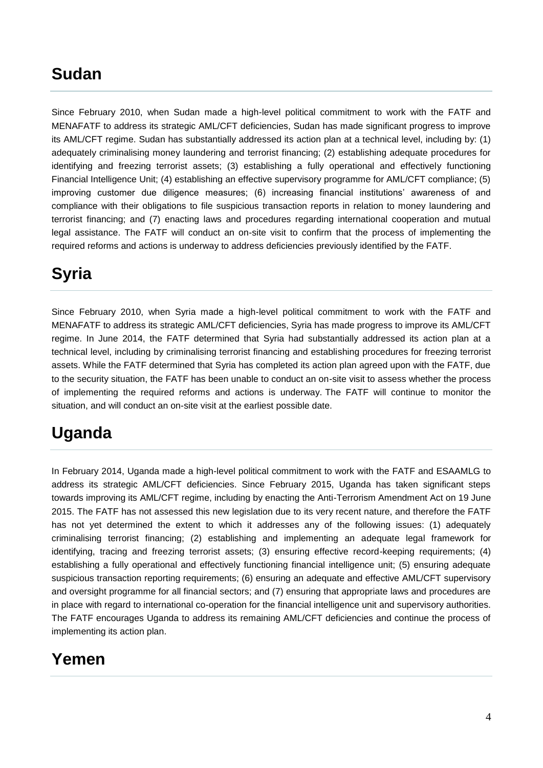## Sudan

Since February 2010, when Sudan made a high-level political commitment to work with the FATF and MENAFATF to address its strategic AML/CFT deficiencies, Sudan has made significant progress to improve its AML/CFT regime. Sudan has substantially addressed its action plan at a technical level, including by: (1) adequately criminalising money laundering and terrorist financing; (2) establishing adequate procedures for identifying and freezing terrorist assets; (3) establishing a fully operational and effectively functioning Financial Intelligence Unit; (4) establishing an effective supervisory programme for AML/CFT compliance; (5) improving customer due diligence measures; (6) increasing financial institutions' awareness of and compliance with their obligations to file suspicious transaction reports in relation to money laundering and terrorist financing; and (7) enacting laws and procedures regarding international cooperation and mutual legal assistance. The FATF will conduct an on-site visit to confirm that the process of implementing the required reforms and actions is underway to address deficiencies previously identified by the FATF.

## Syria

Since February 2010, when Syria made a high-level political commitment to work with the FATF and MENAFATF to address its strategic AML/CFT deficiencies, Syria has made progress to improve its AML/CFT regime. In June 2014, the FATF determined that Syria had substantially addressed its action plan at a technical level, including by criminalising terrorist financing and establishing procedures for freezing terrorist assets. While the FATF determined that Syria has completed its action plan agreed upon with the FATF, due to the security situation, the FATF has been unable to conduct an on-site visit to assess whether the process of implementing the required reforms and actions is underway. The FATF will continue to monitor the situation, and will conduct an on-site visit at the earliest possible date.

## Uganda

In February 2014, Uganda made a high-level political commitment to work with the FATF and ESAAMLG to address its strategic AML/CFT deficiencies. Since February 2015, Uganda has taken significant steps towards improving its AML/CFT regime, including by enacting the Anti-Terrorism Amendment Act on 19 June 2015. The FATF has not assessed this new legislation due to its very recent nature, and therefore the FATF has not yet determined the extent to which it addresses any of the following issues: (1) adequately criminalising terrorist financing; (2) establishing and implementing an adequate legal framework for identifying, tracing and freezing terrorist assets; (3) ensuring effective record-keeping requirements; (4) establishing a fully operational and effectively functioning financial intelligence unit; (5) ensuring adequate suspicious transaction reporting requirements; (6) ensuring an adequate and effective AML/CFT supervisory and oversight programme for all financial sectors; and (7) ensuring that appropriate laws and procedures are in place with regard to international co-operation for the financial intelligence unit and supervisory authorities. The FATF encourages Uganda to address its remaining AML/CFT deficiencies and continue the process of implementing its action plan.

## Yemen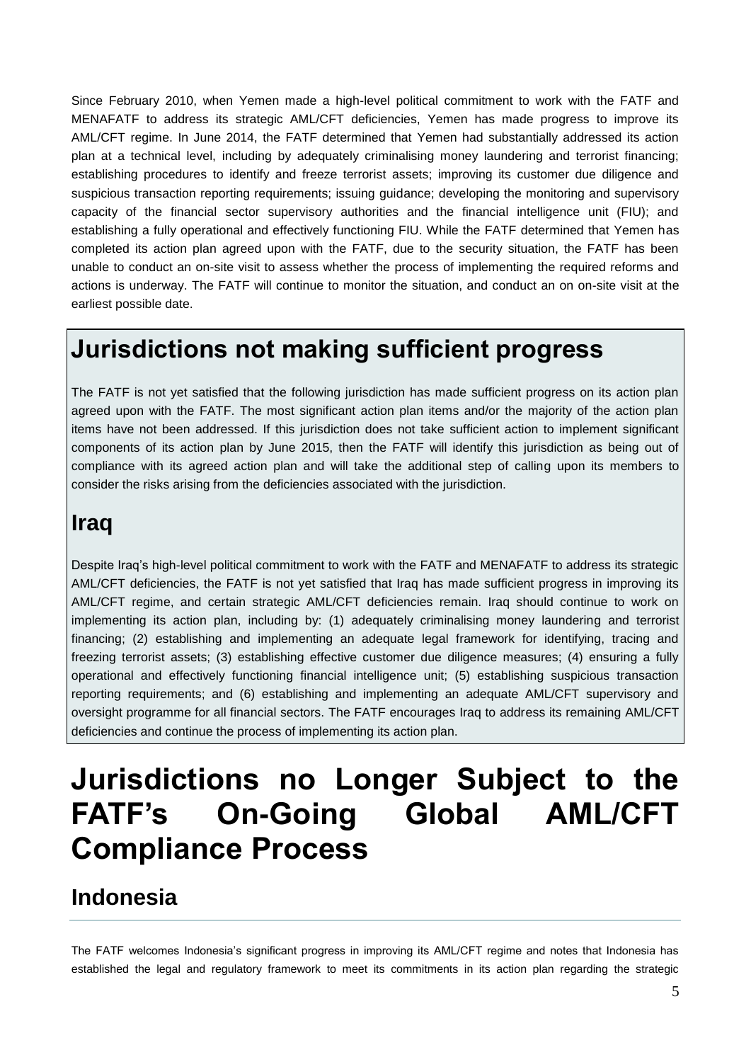Since February 2010, when Yemen made a high-level political commitment to work with the FATF and MENAFATF to address its strategic AML/CFT deficiencies, Yemen has made progress to improve its AML/CFT regime. In June 2014, the FATF determined that Yemen had substantially addressed its action plan at a technical level, including by adequately criminalising money laundering and terrorist financing; establishing procedures to identify and freeze terrorist assets; improving its customer due diligence and suspicious transaction reporting requirements; issuing guidance; developing the monitoring and supervisory capacity of the financial sector supervisory authorities and the financial intelligence unit (FIU); and establishing a fully operational and effectively functioning FIU. While the FATF determined that Yemen has completed its action plan agreed upon with the FATF, due to the security situation, the FATF has been unable to conduct an on-site visit to assess whether the process of implementing the required reforms and actions is underway. The FATF will continue to monitor the situation, and conduct an on on-site visit at the earliest possible date.

## Jurisdictions not making sufficient progress

The FATF is not yet satisfied that the following jurisdiction has made sufficient progress on its action plan agreed upon with the FATF. The most significant action plan items and/or the majority of the action plan items have not been addressed. If this jurisdiction does not take sufficient action to implement significant components of its action plan by June 2015, then the FATF will identify this jurisdiction as being out of compliance with its agreed action plan and will take the additional step of calling upon its members to consider the risks arising from the deficiencies associated with the jurisdiction.

### Iraq

Despite Iraq's high-level political commitment to work with the FATF and MENAFATF to address its strategic AML/CFT deficiencies, the FATF is not yet satisfied that Iraq has made sufficient progress in improving its AML/CFT regime, and certain strategic AML/CFT deficiencies remain. Iraq should continue to work on implementing its action plan, including by: (1) adequately criminalising money laundering and terrorist financing; (2) establishing and implementing an adequate legal framework for identifying, tracing and freezing terrorist assets; (3) establishing effective customer due diligence measures; (4) ensuring a fully operational and effectively functioning financial intelligence unit; (5) establishing suspicious transaction reporting requirements; and (6) establishing and implementing an adequate AML/CFT supervisory and oversight programme for all financial sectors. The FATF encourages Iraq to address its remaining AML/CFT deficiencies and continue the process of implementing its action plan.

# Jurisdictions no Longer Subject to the FATF's On-Going Global AML/CFT Compliance Process

## Indonesia

The FATF welcomes Indonesia's significant progress in improving its AML/CFT regime and notes that Indonesia has established the legal and regulatory framework to meet its commitments in its action plan regarding the strategic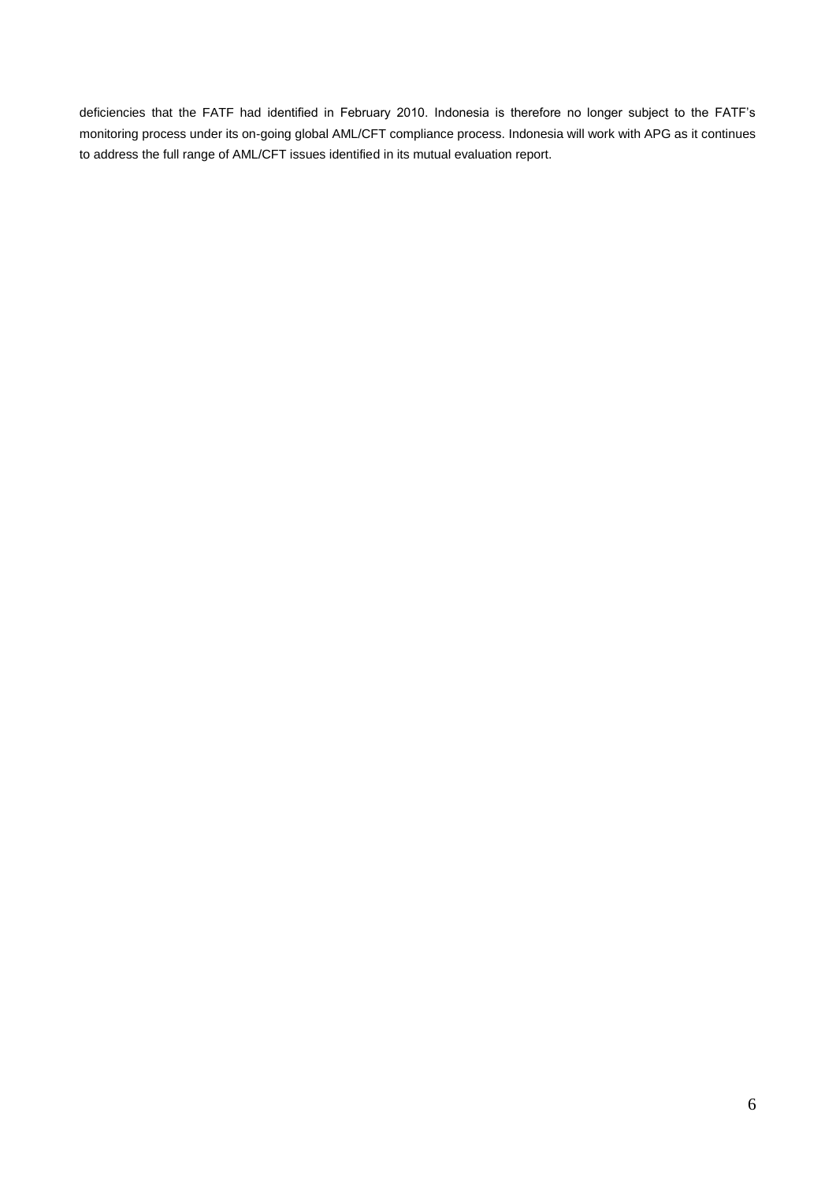deficiencies that the FATF had identified in February 2010. Indonesia is therefore no longer subject to the FATF's monitoring process under its on-going global AML/CFT compliance process. Indonesia will work with APG as it continues to address the full range of AML/CFT issues identified in its mutual evaluation report.